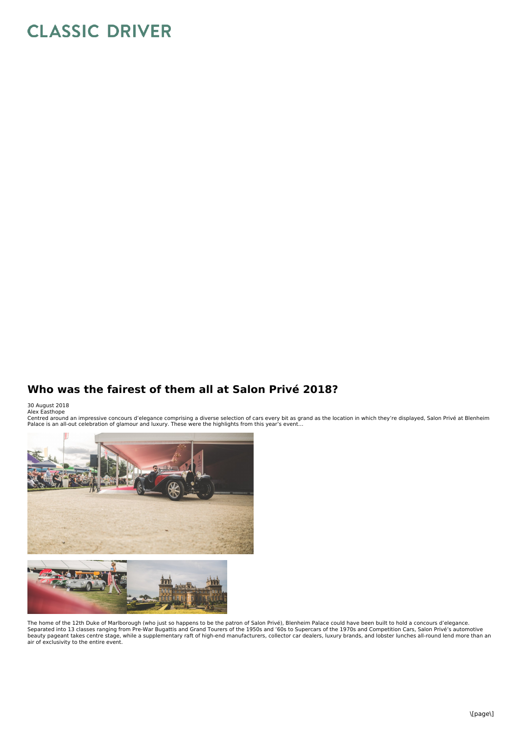# Who was the fairest of them all at Salon Privé 2018?

30 August 2018
Alex Easthope

Centred around an impressive concours d'elegance comprising a diverse selection of cars every bit as grand as the location in which they're displayed, Salon Privé at Blenheim Palace is an all-out celebration of glamour and luxury. These were the highlights from this year's event…

The home of the 12th Duke of Marlborough (who just so happens to be the patron of Salon Privé), Blenheim Palace could have been built to hold a concours d'elegance. Separated into 13 classes ranging from Pre-War Bugattis and Grand Tourers of the 1950s and '60s to Supercars of the 1970s and Competition Cars, Salon Privé's automotive beauty pageant takes centre stage, while a supplementary raft of high-end manufacturers, collector car dealers, luxury brands, and lobster lunches all-round lend more than an air of exclusivity to the entire event.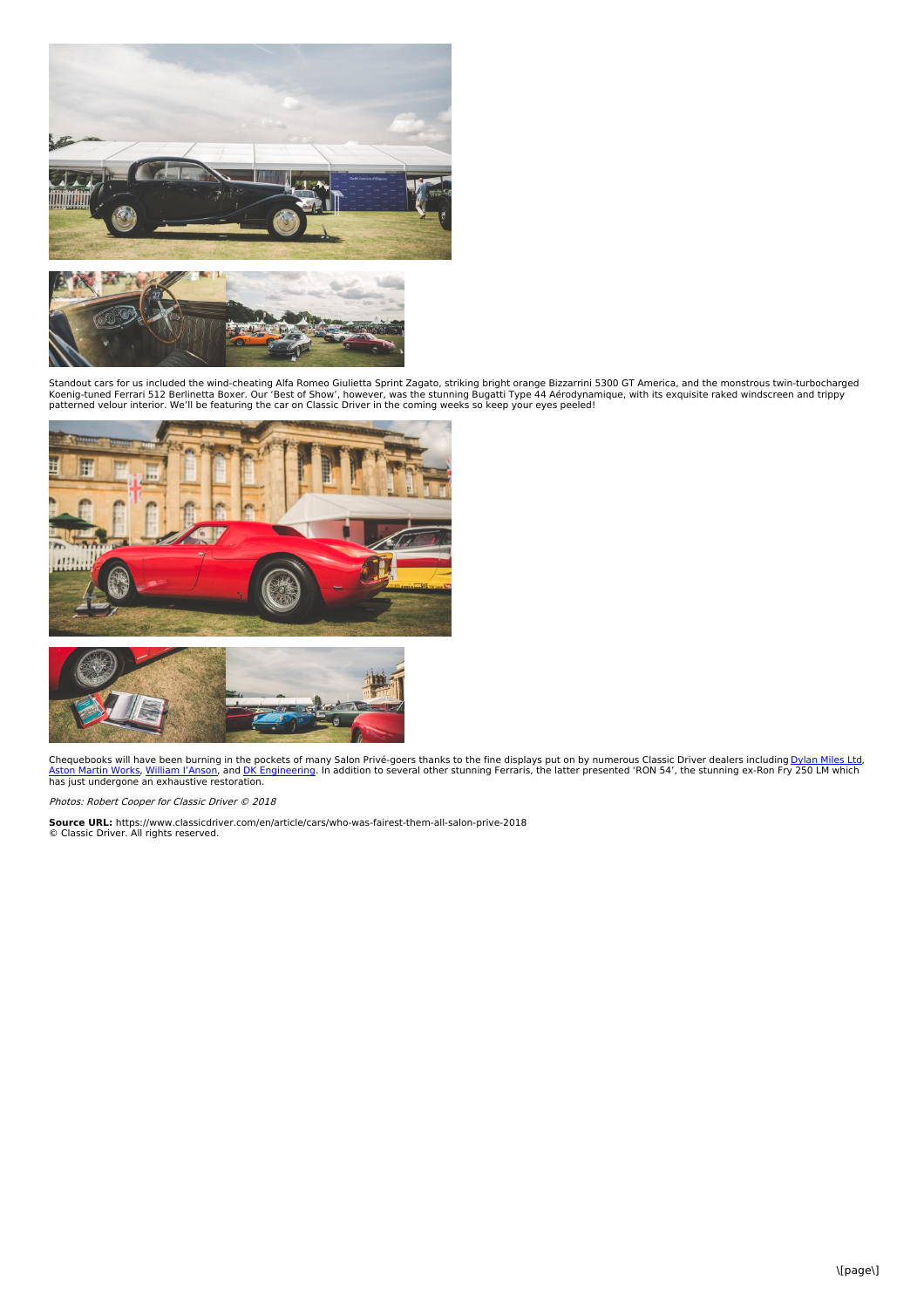Standout cars for us included the wind-cheating Alfa Romeo Giulietta Sprint Zagato, striking bright orange Bizzarrini 5300 GT America, and the monstrous twin-turbocharged Koenig-tuned Ferrari 512 Berlinetta Boxer. Our 'Best of Show', however, was the stunning Bugatti Type 44 Aérodynamique, with its exquisite raked windscreen and trippy patterned velour interior. We'll be featuring the car on Classic Driver in the coming weeks so keep your eyes peeled!

Chequebooks will have been burning in the pockets of many Salon Privé-goers thanks to the fine displays put on by numerous Classic Driver dealers including Dylan Miles Ltd, Aston Martin Works, William I'Anson, and DK Engineering. In addition to several other stunning Ferraris, the latter presented 'RON 54', the stunning ex-Ron Fry 250 LM which has just undergone an exhaustive restoration.

*Photos: Robert Cooper for Classic Driver © 2018*

**Source URL:** https://www.classicdriver.com/en/article/cars/who-was-fairest-them-all-salon-prive-2018
© Classic Driver. All rights reserved.